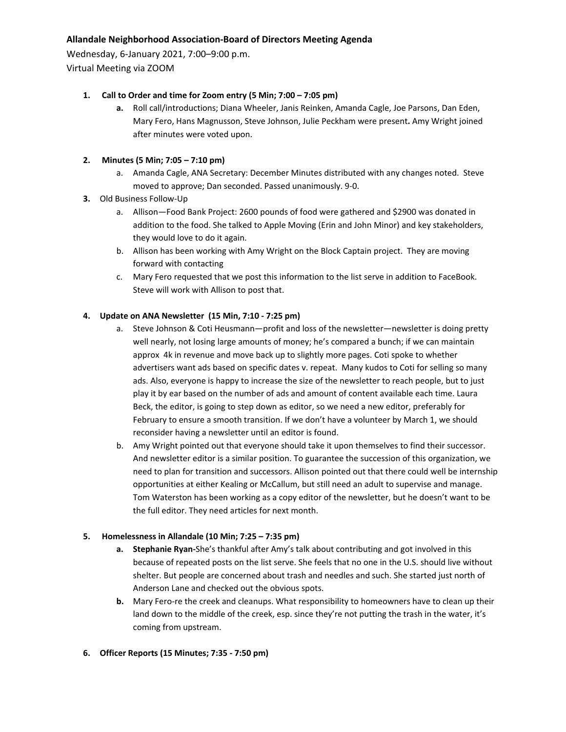**Allandale Neighborhood Association-Board of Directors Meeting Agenda**

Wednesday, 6-January 2021, 7:00–9:00 p.m.

Virtual Meeting via ZOOM

1. **Call to Order and time for Zoom entry (5 Min; 7:00 – 7:05 pm)**
   a. Roll call/introductions; Diana Wheeler, Janis Reinken, Amanda Cagle, Joe Parsons, Dan Eden, Mary Fero, Hans Magnusson, Steve Johnson, Julie Peckham were present**.** Amy Wright joined after minutes were voted upon.

2. **Minutes (5 Min; 7:05 – 7:10 pm)**
   a. Amanda Cagle, ANA Secretary: December Minutes distributed with any changes noted. Steve moved to approve; Dan seconded. Passed unanimously. 9-0.

3. Old Business Follow-Up
   a. Allison—Food Bank Project: 2600 pounds of food were gathered and $2900 was donated in addition to the food. She talked to Apple Moving (Erin and John Minor) and key stakeholders, they would love to do it again.
   b. Allison has been working with Amy Wright on the Block Captain project. They are moving forward with contacting
   c. Mary Fero requested that we post this information to the list serve in addition to FaceBook. Steve will work with Allison to post that.

4. **Update on ANA Newsletter (15 Min, 7:10 - 7:25 pm)**
   a. Steve Johnson & Coti Heusmann—profit and loss of the newsletter—newsletter is doing pretty well nearly, not losing large amounts of money; he's compared a bunch; if we can maintain approx 4k in revenue and move back up to slightly more pages. Coti spoke to whether advertisers want ads based on specific dates v. repeat. Many kudos to Coti for selling so many ads. Also, everyone is happy to increase the size of the newsletter to reach people, but to just play it by ear based on the number of ads and amount of content available each time. Laura Beck, the editor, is going to step down as editor, so we need a new editor, preferably for February to ensure a smooth transition. If we don't have a volunteer by March 1, we should reconsider having a newsletter until an editor is found.
   b. Amy Wright pointed out that everyone should take it upon themselves to find their successor. And newsletter editor is a similar position. To guarantee the succession of this organization, we need to plan for transition and successors. Allison pointed out that there could well be internship opportunities at either Kealing or McCallum, but still need an adult to supervise and manage. Tom Waterston has been working as a copy editor of the newsletter, but he doesn't want to be the full editor. They need articles for next month.

5. **Homelessness in Allandale (10 Min; 7:25 – 7:35 pm)**
   a. **Stephanie Ryan-**She's thankful after Amy's talk about contributing and got involved in this because of repeated posts on the list serve. She feels that no one in the U.S. should live without shelter. But people are concerned about trash and needles and such. She started just north of Anderson Lane and checked out the obvious spots.
   b. Mary Fero-re the creek and cleanups. What responsibility to homeowners have to clean up their land down to the middle of the creek, esp. since they're not putting the trash in the water, it's coming from upstream.

6. **Officer Reports (15 Minutes; 7:35 - 7:50 pm)**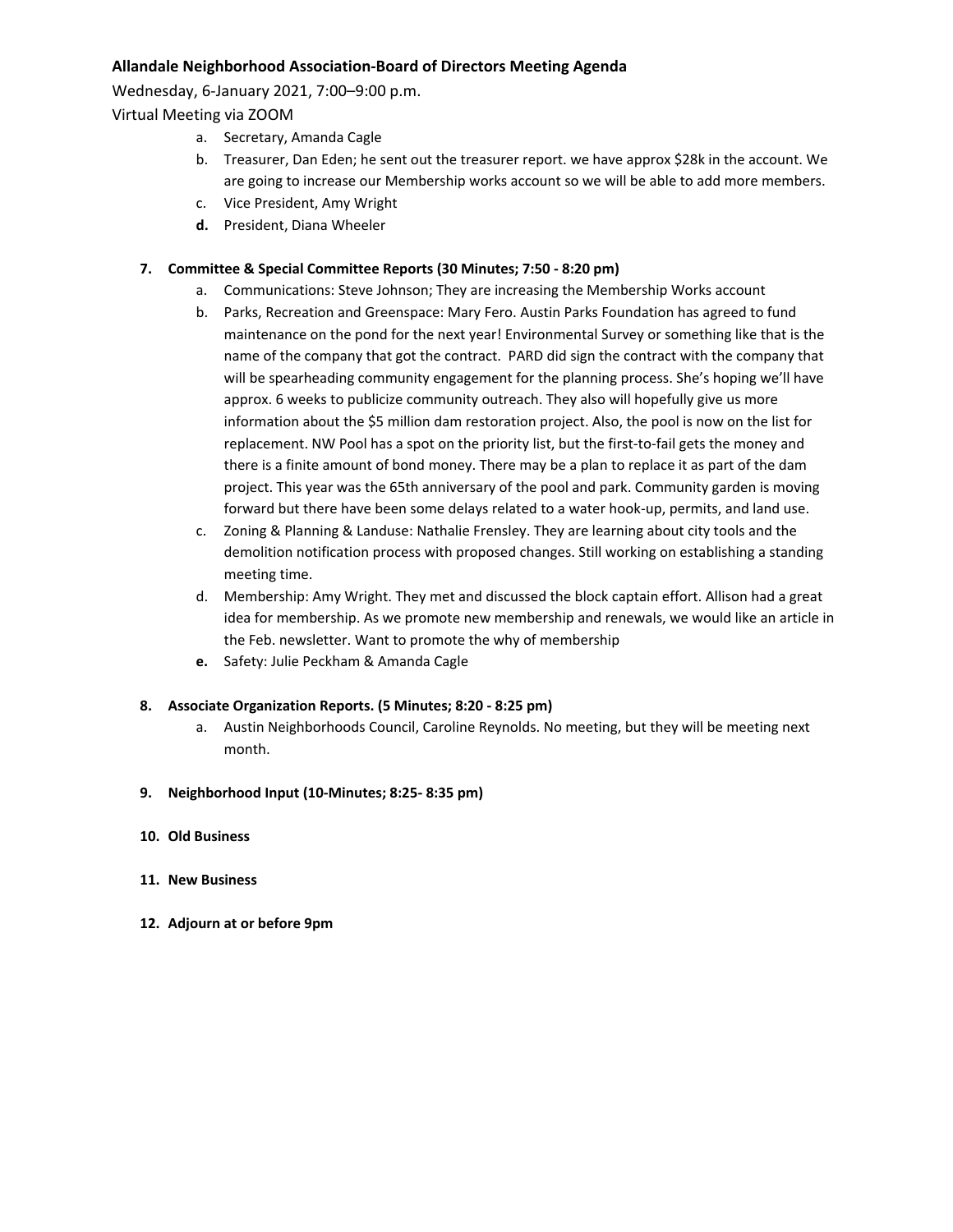**Allandale Neighborhood Association-Board of Directors Meeting Agenda**

Wednesday, 6-January 2021, 7:00–9:00 p.m.

Virtual Meeting via ZOOM

a. Secretary, Amanda Cagle
b. Treasurer, Dan Eden; he sent out the treasurer report. we have approx $28k in the account. We are going to increase our Membership works account so we will be able to add more members.
c. Vice President, Amy Wright
d. President, Diana Wheeler

**7. Committee & Special Committee Reports (30 Minutes; 7:50 - 8:20 pm)**

a. Communications: Steve Johnson; They are increasing the Membership Works account
b. Parks, Recreation and Greenspace: Mary Fero. Austin Parks Foundation has agreed to fund maintenance on the pond for the next year! Environmental Survey or something like that is the name of the company that got the contract. PARD did sign the contract with the company that will be spearheading community engagement for the planning process. She's hoping we'll have approx. 6 weeks to publicize community outreach. They also will hopefully give us more information about the $5 million dam restoration project. Also, the pool is now on the list for replacement. NW Pool has a spot on the priority list, but the first-to-fail gets the money and there is a finite amount of bond money. There may be a plan to replace it as part of the dam project. This year was the 65th anniversary of the pool and park. Community garden is moving forward but there have been some delays related to a water hook-up, permits, and land use.
c. Zoning & Planning & Landuse: Nathalie Frensley. They are learning about city tools and the demolition notification process with proposed changes. Still working on establishing a standing meeting time.
d. Membership: Amy Wright. They met and discussed the block captain effort. Allison had a great idea for membership. As we promote new membership and renewals, we would like an article in the Feb. newsletter. Want to promote the why of membership
e. Safety: Julie Peckham & Amanda Cagle

**8. Associate Organization Reports. (5 Minutes; 8:20 - 8:25 pm)**

a. Austin Neighborhoods Council, Caroline Reynolds. No meeting, but they will be meeting next month.

**9. Neighborhood Input (10-Minutes; 8:25- 8:35 pm)**

**10. Old Business**

**11. New Business**

**12. Adjourn at or before 9pm**